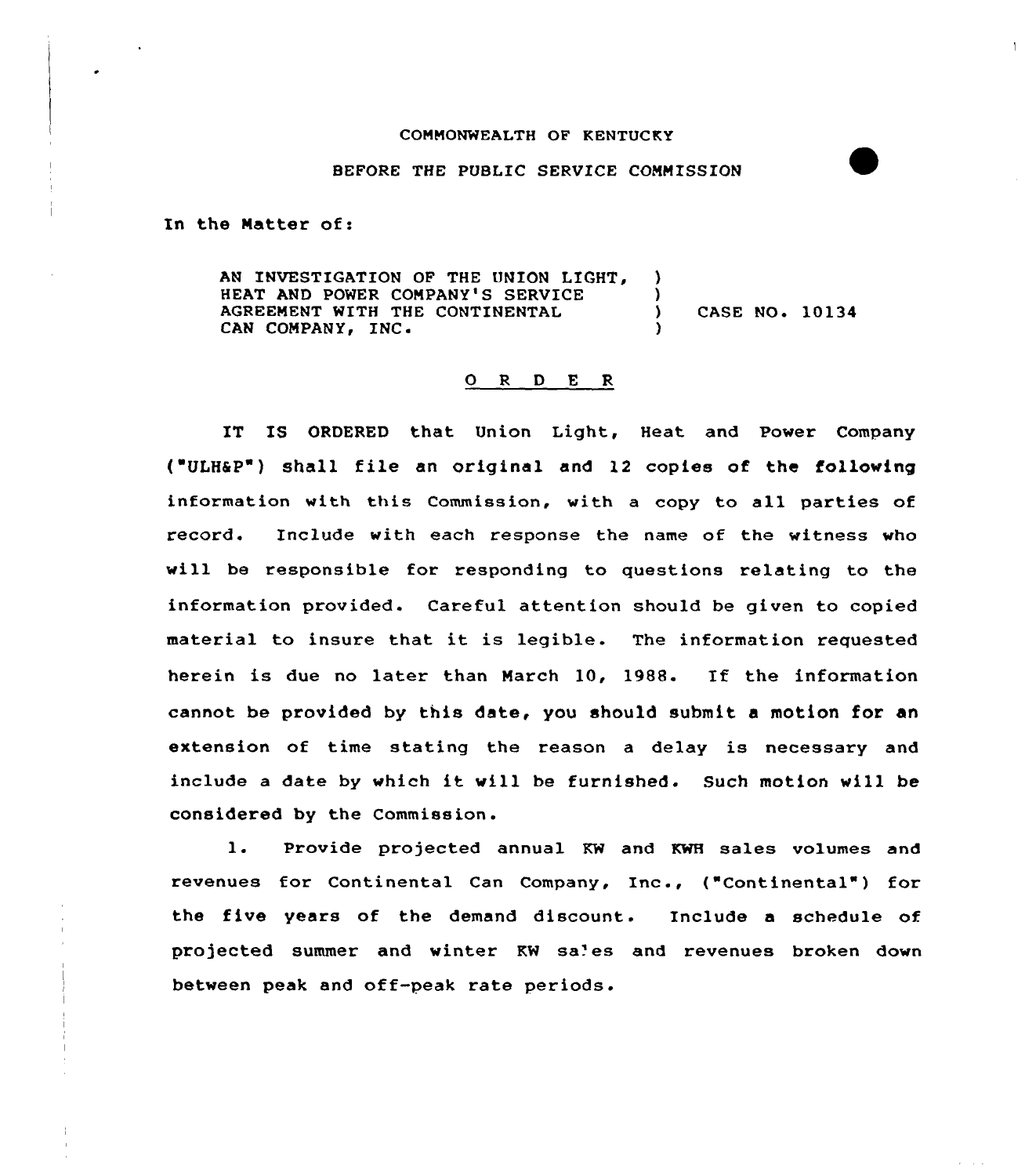COMMONWEALTH OF KENTUCKY

BEFORE THE PUBLIC SERVICE COMMISSION

In the Matter of:

AN INVESTIGATION OF THE UNION LIGHT, HEAT AND POWER COMPANY'S SERVICE AGREEMENT WITH THE CONTINENTAL CAN COMPANY, INC. ) CASE NO. 10134

## O R D E R

IT IS ORDERED that Union Light, Heat and Power Company ("ULH&P") shall file an original and 12 copies of the following information with this Commission, with a copy to all parties of record. Include with each response the name of the witness who will be responsible for responding to questions relating to the information provided. Careful attention should be given to copied material to insure that it is legible. The information requested herein is due no later than March 10, 1988. If the information cannot be provided by this date, you should submit a motion for an extension of time stating the reason a delay is necessary and include a date by which it will be furnished. Such motion will be considered by the Commission.

1. Provide projected annual KW and KWH sales volumes and revenues for Continental Can Company, Inc., ("Continental") for the five years of the demand discount. Include a schedule of projected summer and winter KW sales and revenues broken down between peak and off-peak rate periods.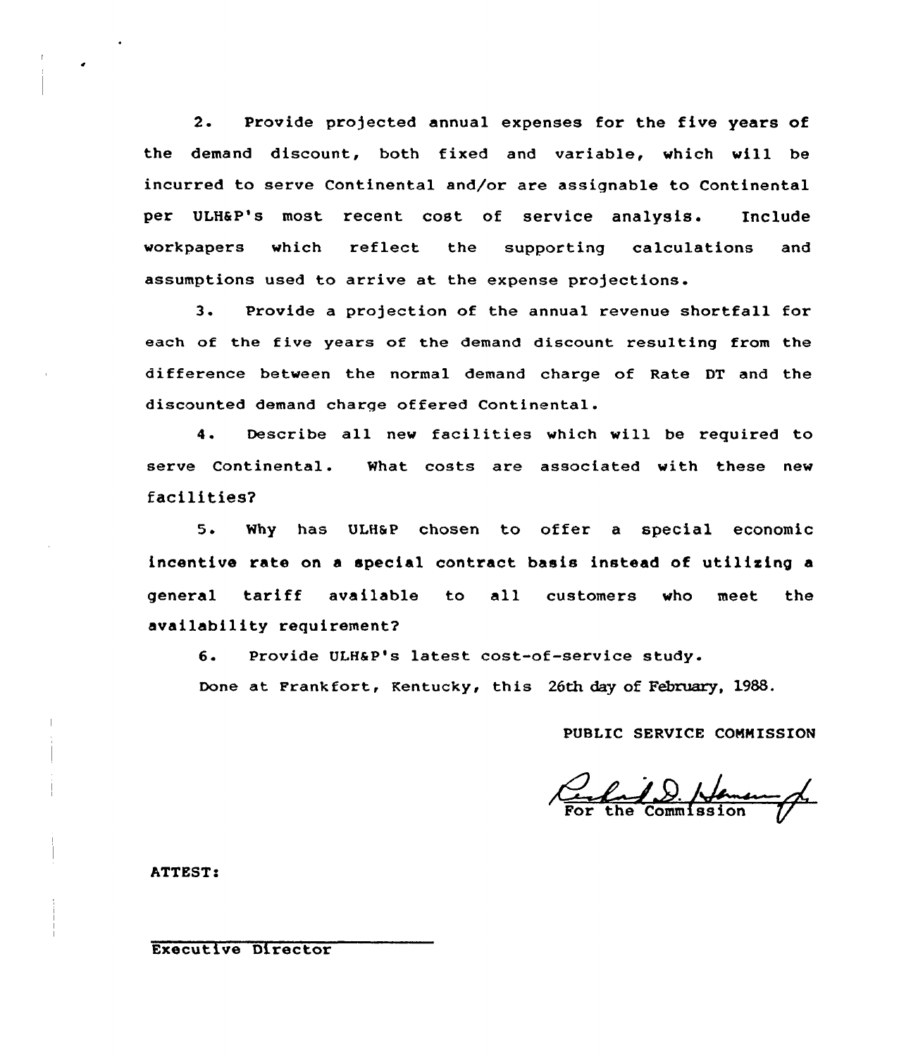2. Provide projected annual expenses for the five years of the demand discount, both fixed and variable, which will be incurred to serve Continental and/or are assignable to Continental per ULH&P's most recent cost of service analysis. Include workpapers which reflect the supporting calculations and assumptions used to arrive at the expense projections.

3. Provide a projection of the annual revenue shortfall for each of the five years of the demand discount resulting from the difference between the normal demand charge of Rate DT and the discounted demand charge offered Continental.

4. Describe all new facilities which will be required to serve Continental. What costs are associated with these new facilities?

5. Why has ULH&P chosen to offer a special economic incentive rate on a special contract basis instead of utilizing a general tariff available to all customers who meet the availability requirement?

6. Provide ULH&P's latest cost-of-service study.

Done at Frankfort, Kentucky, this 26th day of February, 1988.

PUBLIC SERVICE COMMISSION

For the Commission

ATTEST:

Executive Director